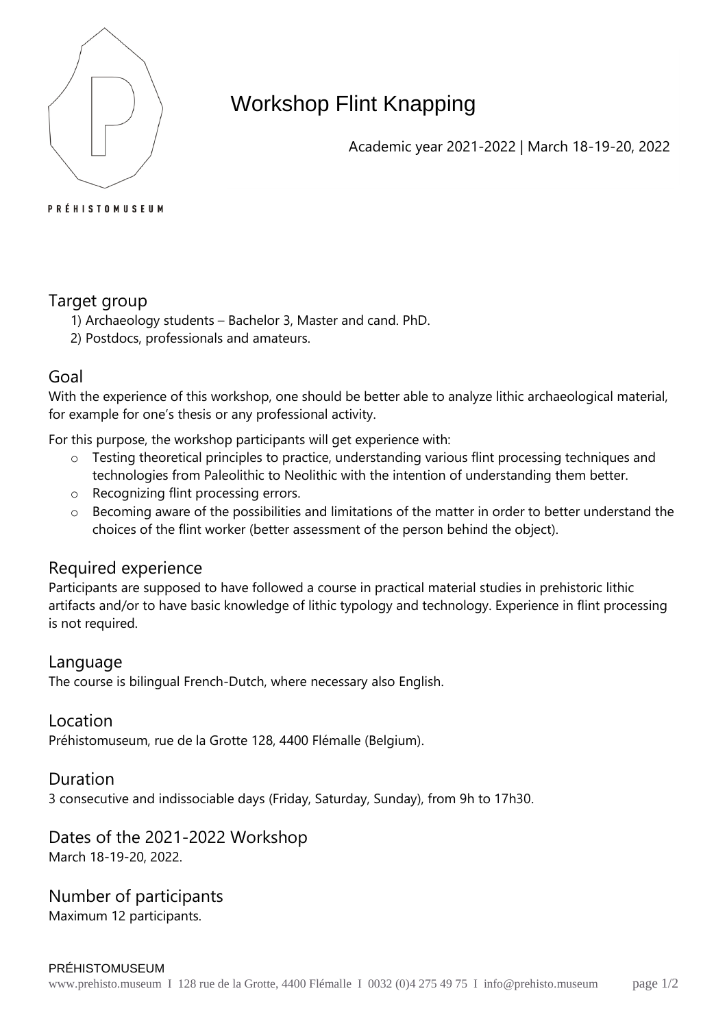PRÉHISTOMUSEUM

# Workshop Flint Knapping

Academic year 2021-2022 | March 18-19-20, 2022

## Target group

1) Archaeology students – Bachelor 3, Master and cand. PhD.
2) Postdocs, professionals and amateurs.

## Goal

With the experience of this workshop, one should be better able to analyze lithic archaeological material, for example for one's thesis or any professional activity.

For this purpose, the workshop participants will get experience with:

- Testing theoretical principles to practice, understanding various flint processing techniques and technologies from Paleolithic to Neolithic with the intention of understanding them better.
- Recognizing flint processing errors.
- Becoming aware of the possibilities and limitations of the matter in order to better understand the choices of the flint worker (better assessment of the person behind the object).

## Required experience

Participants are supposed to have followed a course in practical material studies in prehistoric lithic artifacts and/or to have basic knowledge of lithic typology and technology. Experience in flint processing is not required.

## Language

The course is bilingual French-Dutch, where necessary also English.

## Location

Préhistomuseum, rue de la Grotte 128, 4400 Flémalle (Belgium).

## Duration

3 consecutive and indissociable days (Friday, Saturday, Sunday), from 9h to 17h30.

## Dates of the 2021-2022 Workshop

March 18-19-20, 2022.

## Number of participants

Maximum 12 participants.

PRÉHISTOMUSEUM
www.prehisto.museum I 128 rue de la Grotte, 4400 Flémalle I 0032 (0)4 275 49 75 I info@prehisto.museum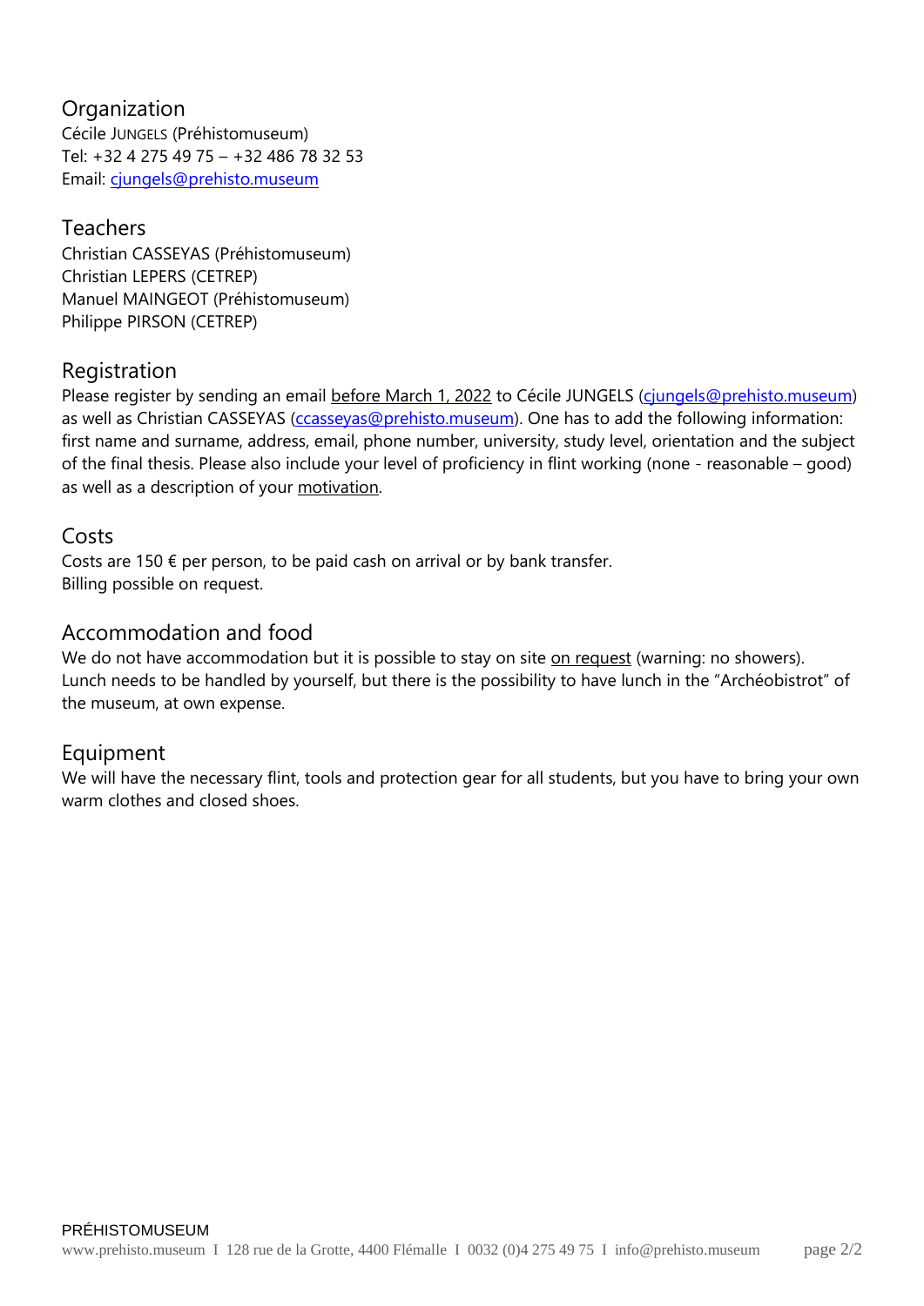## Organization

Cécile JUNGELS (Préhistomuseum)
Tel: +32 4 275 49 75 – +32 486 78 32 53
Email: cjungels@prehisto.museum

## Teachers

Christian CASSEYAS (Préhistomuseum)
Christian LEPERS (CETREP)
Manuel MAINGEOT (Préhistomuseum)
Philippe PIRSON (CETREP)

## Registration

Please register by sending an email before March 1, 2022 to Cécile JUNGELS (cjungels@prehisto.museum) as well as Christian CASSEYAS (ccasseyas@prehisto.museum). One has to add the following information: first name and surname, address, email, phone number, university, study level, orientation and the subject of the final thesis. Please also include your level of proficiency in flint working (none - reasonable – good) as well as a description of your motivation.

## Costs

Costs are 150 € per person, to be paid cash on arrival or by bank transfer.
Billing possible on request.

## Accommodation and food

We do not have accommodation but it is possible to stay on site on request (warning: no showers).
Lunch needs to be handled by yourself, but there is the possibility to have lunch in the "Archéobistrot" of the museum, at own expense.

## Equipment

We will have the necessary flint, tools and protection gear for all students, but you have to bring your own warm clothes and closed shoes.